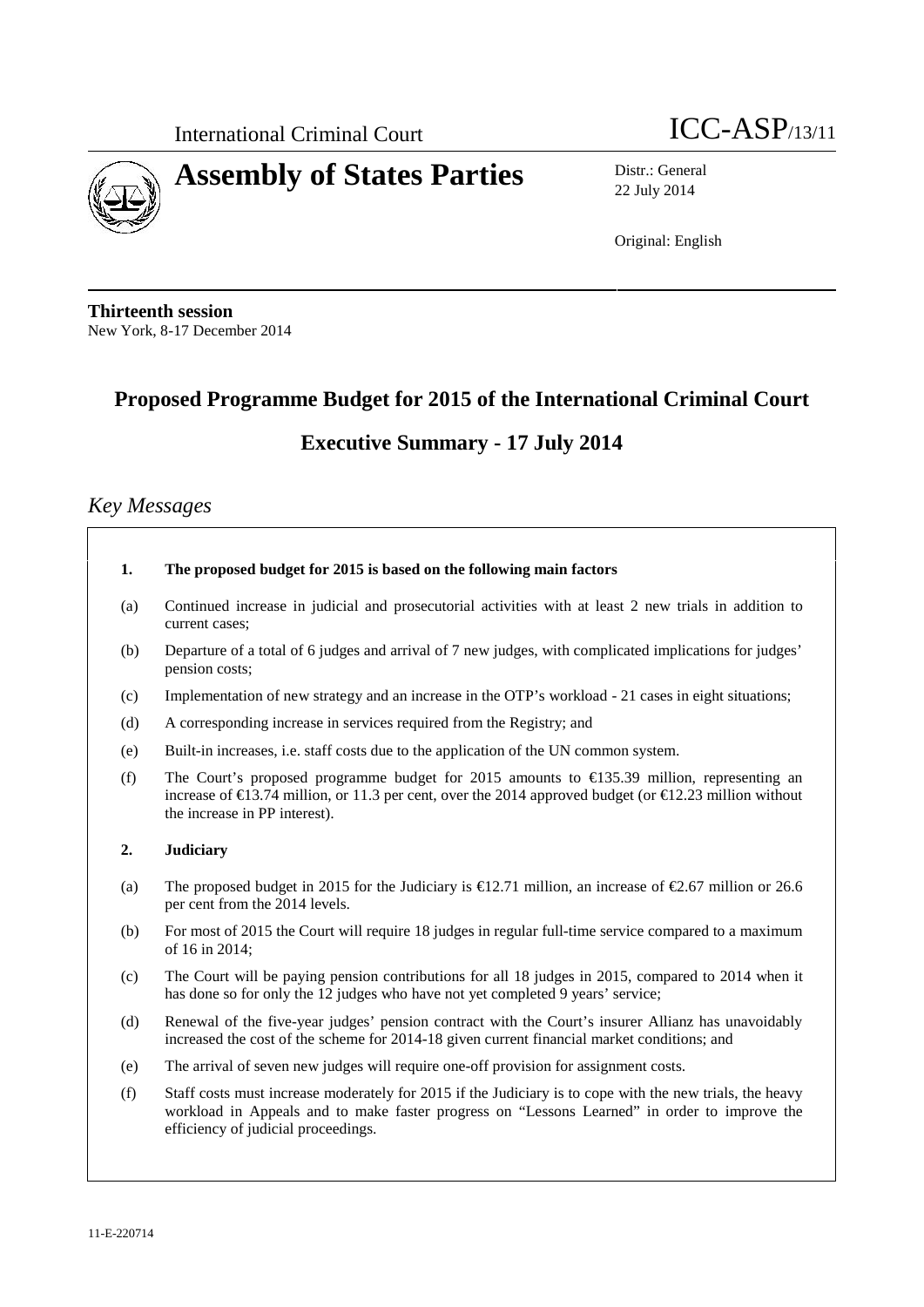International Criminal Court

ICC-ASP/13/11

# Assembly of States Parties

Distr.: General
22 July 2014

Original: English

**Thirteenth session**
New York, 8-17 December 2014

## Proposed Programme Budget for 2015 of the International Criminal Court

## Executive Summary - 17 July 2014

### *Key Messages*

**1. The proposed budget for 2015 is based on the following main factors**

(a) Continued increase in judicial and prosecutorial activities with at least 2 new trials in addition to current cases;

(b) Departure of a total of 6 judges and arrival of 7 new judges, with complicated implications for judges' pension costs;

(c) Implementation of new strategy and an increase in the OTP's workload - 21 cases in eight situations;

(d) A corresponding increase in services required from the Registry; and

(e) Built-in increases, i.e. staff costs due to the application of the UN common system.

(f) The Court's proposed programme budget for 2015 amounts to €135.39 million, representing an increase of €13.74 million, or 11.3 per cent, over the 2014 approved budget (or €12.23 million without the increase in PP interest).

**2. Judiciary**

(a) The proposed budget in 2015 for the Judiciary is €12.71 million, an increase of €2.67 million or 26.6 per cent from the 2014 levels.

(b) For most of 2015 the Court will require 18 judges in regular full-time service compared to a maximum of 16 in 2014;

(c) The Court will be paying pension contributions for all 18 judges in 2015, compared to 2014 when it has done so for only the 12 judges who have not yet completed 9 years' service;

(d) Renewal of the five-year judges' pension contract with the Court's insurer Allianz has unavoidably increased the cost of the scheme for 2014-18 given current financial market conditions; and

(e) The arrival of seven new judges will require one-off provision for assignment costs.

(f) Staff costs must increase moderately for 2015 if the Judiciary is to cope with the new trials, the heavy workload in Appeals and to make faster progress on "Lessons Learned" in order to improve the efficiency of judicial proceedings.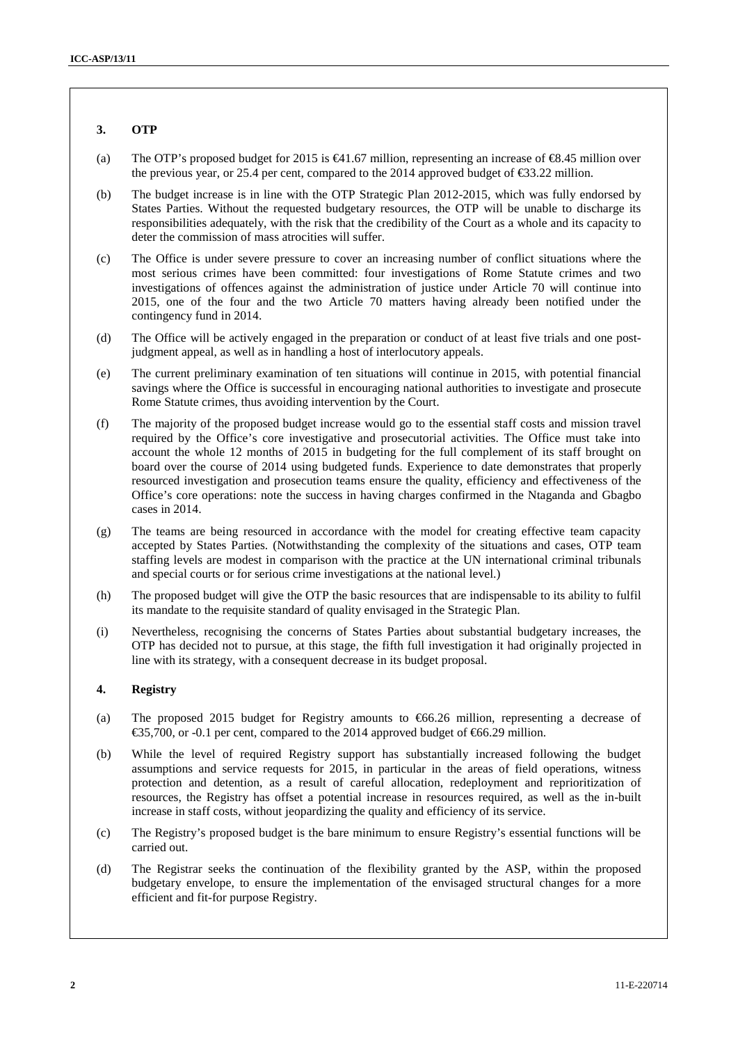### 3. OTP

(a) The OTP's proposed budget for 2015 is €41.67 million, representing an increase of €8.45 million over the previous year, or 25.4 per cent, compared to the 2014 approved budget of €33.22 million.

(b) The budget increase is in line with the OTP Strategic Plan 2012-2015, which was fully endorsed by States Parties. Without the requested budgetary resources, the OTP will be unable to discharge its responsibilities adequately, with the risk that the credibility of the Court as a whole and its capacity to deter the commission of mass atrocities will suffer.

(c) The Office is under severe pressure to cover an increasing number of conflict situations where the most serious crimes have been committed: four investigations of Rome Statute crimes and two investigations of offences against the administration of justice under Article 70 will continue into 2015, one of the four and the two Article 70 matters having already been notified under the contingency fund in 2014.

(d) The Office will be actively engaged in the preparation or conduct of at least five trials and one post-judgment appeal, as well as in handling a host of interlocutory appeals.

(e) The current preliminary examination of ten situations will continue in 2015, with potential financial savings where the Office is successful in encouraging national authorities to investigate and prosecute Rome Statute crimes, thus avoiding intervention by the Court.

(f) The majority of the proposed budget increase would go to the essential staff costs and mission travel required by the Office's core investigative and prosecutorial activities. The Office must take into account the whole 12 months of 2015 in budgeting for the full complement of its staff brought on board over the course of 2014 using budgeted funds. Experience to date demonstrates that properly resourced investigation and prosecution teams ensure the quality, efficiency and effectiveness of the Office's core operations: note the success in having charges confirmed in the Ntaganda and Gbagbo cases in 2014.

(g) The teams are being resourced in accordance with the model for creating effective team capacity accepted by States Parties. (Notwithstanding the complexity of the situations and cases, OTP team staffing levels are modest in comparison with the practice at the UN international criminal tribunals and special courts or for serious crime investigations at the national level.)

(h) The proposed budget will give the OTP the basic resources that are indispensable to its ability to fulfil its mandate to the requisite standard of quality envisaged in the Strategic Plan.

(i) Nevertheless, recognising the concerns of States Parties about substantial budgetary increases, the OTP has decided not to pursue, at this stage, the fifth full investigation it had originally projected in line with its strategy, with a consequent decrease in its budget proposal.

### 4. Registry

(a) The proposed 2015 budget for Registry amounts to €66.26 million, representing a decrease of €35,700, or -0.1 per cent, compared to the 2014 approved budget of €66.29 million.

(b) While the level of required Registry support has substantially increased following the budget assumptions and service requests for 2015, in particular in the areas of field operations, witness protection and detention, as a result of careful allocation, redeployment and reprioritization of resources, the Registry has offset a potential increase in resources required, as well as the in-built increase in staff costs, without jeopardizing the quality and efficiency of its service.

(c) The Registry's proposed budget is the bare minimum to ensure Registry's essential functions will be carried out.

(d) The Registrar seeks the continuation of the flexibility granted by the ASP, within the proposed budgetary envelope, to ensure the implementation of the envisaged structural changes for a more efficient and fit-for purpose Registry.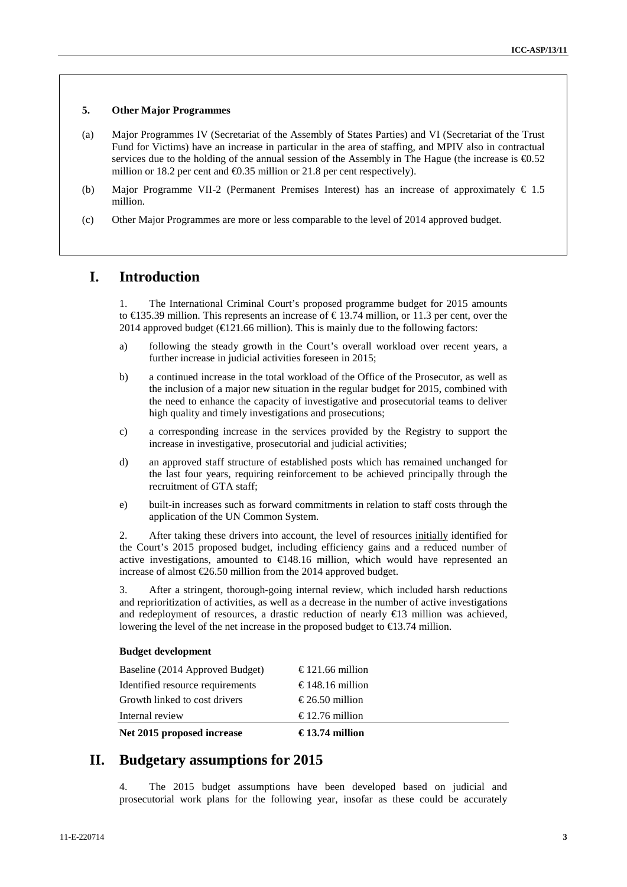### 5. Other Major Programmes

(a) Major Programmes IV (Secretariat of the Assembly of States Parties) and VI (Secretariat of the Trust Fund for Victims) have an increase in particular in the area of staffing, and MPIV also in contractual services due to the holding of the annual session of the Assembly in The Hague (the increase is €0.52 million or 18.2 per cent and €0.35 million or 21.8 per cent respectively).

(b) Major Programme VII-2 (Permanent Premises Interest) has an increase of approximately € 1.5 million.

(c) Other Major Programmes are more or less comparable to the level of 2014 approved budget.

# I. Introduction

1. The International Criminal Court's proposed programme budget for 2015 amounts to €135.39 million. This represents an increase of € 13.74 million, or 11.3 per cent, over the 2014 approved budget (€121.66 million). This is mainly due to the following factors:

a) following the steady growth in the Court's overall workload over recent years, a further increase in judicial activities foreseen in 2015;

b) a continued increase in the total workload of the Office of the Prosecutor, as well as the inclusion of a major new situation in the regular budget for 2015, combined with the need to enhance the capacity of investigative and prosecutorial teams to deliver high quality and timely investigations and prosecutions;

c) a corresponding increase in the services provided by the Registry to support the increase in investigative, prosecutorial and judicial activities;

d) an approved staff structure of established posts which has remained unchanged for the last four years, requiring reinforcement to be achieved principally through the recruitment of GTA staff;

e) built-in increases such as forward commitments in relation to staff costs through the application of the UN Common System.

2. After taking these drivers into account, the level of resources initially identified for the Court's 2015 proposed budget, including efficiency gains and a reduced number of active investigations, amounted to €148.16 million, which would have represented an increase of almost €26.50 million from the 2014 approved budget.

3. After a stringent, thorough-going internal review, which included harsh reductions and reprioritization of activities, as well as a decrease in the number of active investigations and redeployment of resources, a drastic reduction of nearly €13 million was achieved, lowering the level of the net increase in the proposed budget to €13.74 million.

**Budget development**

| | |
|---|---|
| Baseline (2014 Approved Budget) | € 121.66 million |
| Identified resource requirements | € 148.16 million |
| Growth linked to cost drivers | € 26.50 million |
| Internal review | € 12.76 million |
| **Net 2015 proposed increase** | **€ 13.74 million** |

# II. Budgetary assumptions for 2015

4. The 2015 budget assumptions have been developed based on judicial and prosecutorial work plans for the following year, insofar as these could be accurately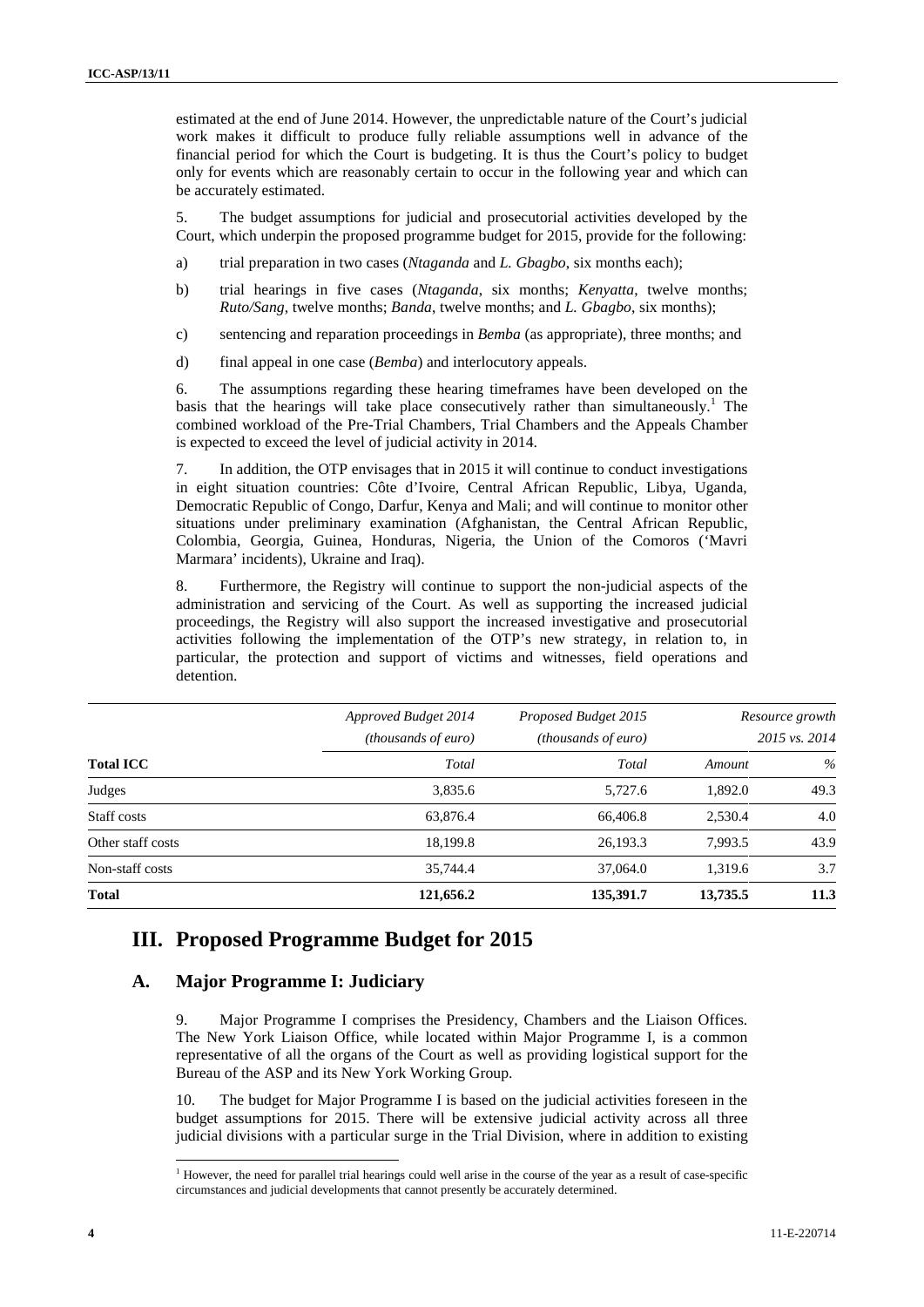estimated at the end of June 2014. However, the unpredictable nature of the Court's judicial work makes it difficult to produce fully reliable assumptions well in advance of the financial period for which the Court is budgeting. It is thus the Court's policy to budget only for events which are reasonably certain to occur in the following year and which can be accurately estimated.

5. The budget assumptions for judicial and prosecutorial activities developed by the Court, which underpin the proposed programme budget for 2015, provide for the following:

a) trial preparation in two cases (*Ntaganda* and *L. Gbagbo*, six months each);

b) trial hearings in five cases (*Ntaganda*, six months; *Kenyatta*, twelve months; *Ruto/Sang*, twelve months; *Banda*, twelve months; and *L. Gbagbo*, six months);

c) sentencing and reparation proceedings in *Bemba* (as appropriate), three months; and

d) final appeal in one case (*Bemba*) and interlocutory appeals.

6. The assumptions regarding these hearing timeframes have been developed on the basis that the hearings will take place consecutively rather than simultaneously.[1] The combined workload of the Pre-Trial Chambers, Trial Chambers and the Appeals Chamber is expected to exceed the level of judicial activity in 2014.

7. In addition, the OTP envisages that in 2015 it will continue to conduct investigations in eight situation countries: Côte d'Ivoire, Central African Republic, Libya, Uganda, Democratic Republic of Congo, Darfur, Kenya and Mali; and will continue to monitor other situations under preliminary examination (Afghanistan, the Central African Republic, Colombia, Georgia, Guinea, Honduras, Nigeria, the Union of the Comoros ('Mavri Marmara' incidents), Ukraine and Iraq).

8. Furthermore, the Registry will continue to support the non-judicial aspects of the administration and servicing of the Court. As well as supporting the increased judicial proceedings, the Registry will also support the increased investigative and prosecutorial activities following the implementation of the OTP's new strategy, in relation to, in particular, the protection and support of victims and witnesses, field operations and detention.

| | *Approved Budget 2014 (thousands of euro)* | *Proposed Budget 2015 (thousands of euro)* | *Resource growth 2015 vs. 2014* | |
|---|---|---|---|---|
| **Total ICC** | *Total* | *Total* | *Amount* | *%* |
| Judges | 3,835.6 | 5,727.6 | 1,892.0 | 49.3 |
| Staff costs | 63,876.4 | 66,406.8 | 2,530.4 | 4.0 |
| Other staff costs | 18,199.8 | 26,193.3 | 7,993.5 | 43.9 |
| Non-staff costs | 35,744.4 | 37,064.0 | 1,319.6 | 3.7 |
| **Total** | **121,656.2** | **135,391.7** | **13,735.5** | **11.3** |

# III. Proposed Programme Budget for 2015

## A. Major Programme I: Judiciary

9. Major Programme I comprises the Presidency, Chambers and the Liaison Offices. The New York Liaison Office, while located within Major Programme I, is a common representative of all the organs of the Court as well as providing logistical support for the Bureau of the ASP and its New York Working Group.

10. The budget for Major Programme I is based on the judicial activities foreseen in the budget assumptions for 2015. There will be extensive judicial activity across all three judicial divisions with a particular surge in the Trial Division, where in addition to existing

[1] However, the need for parallel trial hearings could well arise in the course of the year as a result of case-specific circumstances and judicial developments that cannot presently be accurately determined.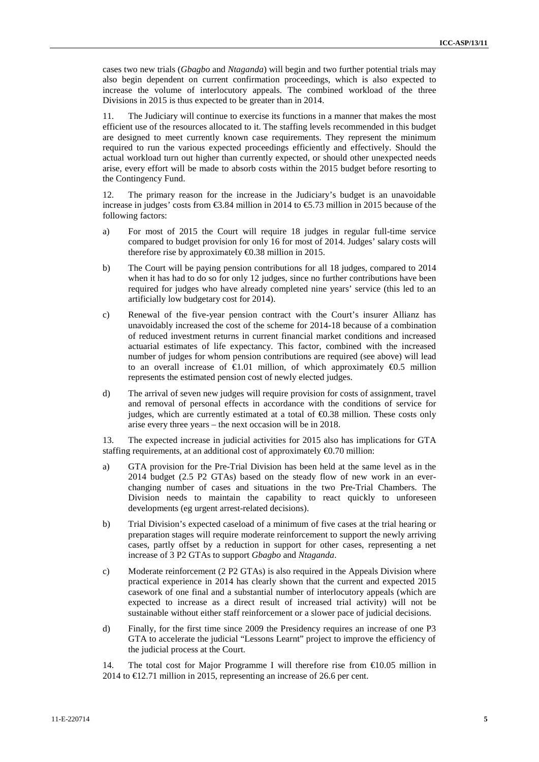cases two new trials (*Gbagbo* and *Ntaganda*) will begin and two further potential trials may also begin dependent on current confirmation proceedings, which is also expected to increase the volume of interlocutory appeals. The combined workload of the three Divisions in 2015 is thus expected to be greater than in 2014.

11. The Judiciary will continue to exercise its functions in a manner that makes the most efficient use of the resources allocated to it. The staffing levels recommended in this budget are designed to meet currently known case requirements. They represent the minimum required to run the various expected proceedings efficiently and effectively. Should the actual workload turn out higher than currently expected, or should other unexpected needs arise, every effort will be made to absorb costs within the 2015 budget before resorting to the Contingency Fund.

12. The primary reason for the increase in the Judiciary's budget is an unavoidable increase in judges' costs from €3.84 million in 2014 to €5.73 million in 2015 because of the following factors:

a) For most of 2015 the Court will require 18 judges in regular full-time service compared to budget provision for only 16 for most of 2014. Judges' salary costs will therefore rise by approximately €0.38 million in 2015.

b) The Court will be paying pension contributions for all 18 judges, compared to 2014 when it has had to do so for only 12 judges, since no further contributions have been required for judges who have already completed nine years' service (this led to an artificially low budgetary cost for 2014).

c) Renewal of the five-year pension contract with the Court's insurer Allianz has unavoidably increased the cost of the scheme for 2014-18 because of a combination of reduced investment returns in current financial market conditions and increased actuarial estimates of life expectancy. This factor, combined with the increased number of judges for whom pension contributions are required (see above) will lead to an overall increase of €1.01 million, of which approximately €0.5 million represents the estimated pension cost of newly elected judges.

d) The arrival of seven new judges will require provision for costs of assignment, travel and removal of personal effects in accordance with the conditions of service for judges, which are currently estimated at a total of €0.38 million. These costs only arise every three years – the next occasion will be in 2018.

13. The expected increase in judicial activities for 2015 also has implications for GTA staffing requirements, at an additional cost of approximately €0.70 million:

a) GTA provision for the Pre-Trial Division has been held at the same level as in the 2014 budget (2.5 P2 GTAs) based on the steady flow of new work in an ever-changing number of cases and situations in the two Pre-Trial Chambers. The Division needs to maintain the capability to react quickly to unforeseen developments (eg urgent arrest-related decisions).

b) Trial Division's expected caseload of a minimum of five cases at the trial hearing or preparation stages will require moderate reinforcement to support the newly arriving cases, partly offset by a reduction in support for other cases, representing a net increase of 3 P2 GTAs to support *Gbagbo* and *Ntaganda*.

c) Moderate reinforcement (2 P2 GTAs) is also required in the Appeals Division where practical experience in 2014 has clearly shown that the current and expected 2015 casework of one final and a substantial number of interlocutory appeals (which are expected to increase as a direct result of increased trial activity) will not be sustainable without either staff reinforcement or a slower pace of judicial decisions.

d) Finally, for the first time since 2009 the Presidency requires an increase of one P3 GTA to accelerate the judicial "Lessons Learnt" project to improve the efficiency of the judicial process at the Court.

14. The total cost for Major Programme I will therefore rise from €10.05 million in 2014 to €12.71 million in 2015, representing an increase of 26.6 per cent.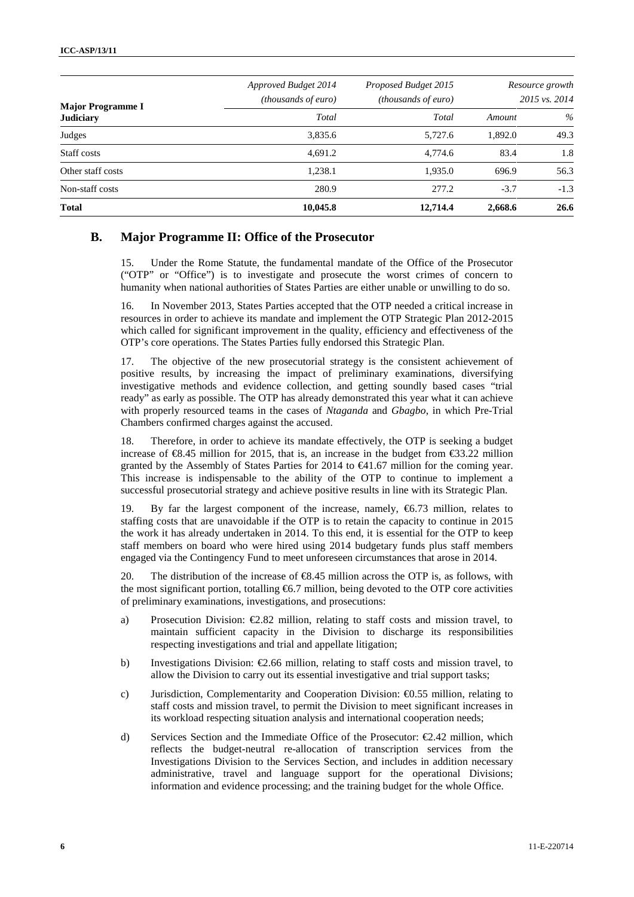| Major Programme I Judiciary | Approved Budget 2014 (thousands of euro) | Proposed Budget 2015 (thousands of euro) | Resource growth 2015 vs. 2014 | |
|---|---|---|---|---|
| | *Total* | *Total* | *Amount* | *%* |
| Judges | 3,835.6 | 5,727.6 | 1,892.0 | 49.3 |
| Staff costs | 4,691.2 | 4,774.6 | 83.4 | 1.8 |
| Other staff costs | 1,238.1 | 1,935.0 | 696.9 | 56.3 |
| Non-staff costs | 280.9 | 277.2 | -3.7 | -1.3 |
| **Total** | **10,045.8** | **12,714.4** | **2,668.6** | **26.6** |

## B. Major Programme II: Office of the Prosecutor

15. Under the Rome Statute, the fundamental mandate of the Office of the Prosecutor ("OTP" or "Office") is to investigate and prosecute the worst crimes of concern to humanity when national authorities of States Parties are either unable or unwilling to do so.

16. In November 2013, States Parties accepted that the OTP needed a critical increase in resources in order to achieve its mandate and implement the OTP Strategic Plan 2012-2015 which called for significant improvement in the quality, efficiency and effectiveness of the OTP's core operations. The States Parties fully endorsed this Strategic Plan.

17. The objective of the new prosecutorial strategy is the consistent achievement of positive results, by increasing the impact of preliminary examinations, diversifying investigative methods and evidence collection, and getting soundly based cases "trial ready" as early as possible. The OTP has already demonstrated this year what it can achieve with properly resourced teams in the cases of *Ntaganda* and *Gbagbo*, in which Pre-Trial Chambers confirmed charges against the accused.

18. Therefore, in order to achieve its mandate effectively, the OTP is seeking a budget increase of €8.45 million for 2015, that is, an increase in the budget from €33.22 million granted by the Assembly of States Parties for 2014 to €41.67 million for the coming year. This increase is indispensable to the ability of the OTP to continue to implement a successful prosecutorial strategy and achieve positive results in line with its Strategic Plan.

19. By far the largest component of the increase, namely, €6.73 million, relates to staffing costs that are unavoidable if the OTP is to retain the capacity to continue in 2015 the work it has already undertaken in 2014. To this end, it is essential for the OTP to keep staff members on board who were hired using 2014 budgetary funds plus staff members engaged via the Contingency Fund to meet unforeseen circumstances that arose in 2014.

20. The distribution of the increase of €8.45 million across the OTP is, as follows, with the most significant portion, totalling €6.7 million, being devoted to the OTP core activities of preliminary examinations, investigations, and prosecutions:

a) Prosecution Division: €2.82 million, relating to staff costs and mission travel, to maintain sufficient capacity in the Division to discharge its responsibilities respecting investigations and trial and appellate litigation;

b) Investigations Division: €2.66 million, relating to staff costs and mission travel, to allow the Division to carry out its essential investigative and trial support tasks;

c) Jurisdiction, Complementarity and Cooperation Division: €0.55 million, relating to staff costs and mission travel, to permit the Division to meet significant increases in its workload respecting situation analysis and international cooperation needs;

d) Services Section and the Immediate Office of the Prosecutor: €2.42 million, which reflects the budget-neutral re-allocation of transcription services from the Investigations Division to the Services Section, and includes in addition necessary administrative, travel and language support for the operational Divisions; information and evidence processing; and the training budget for the whole Office.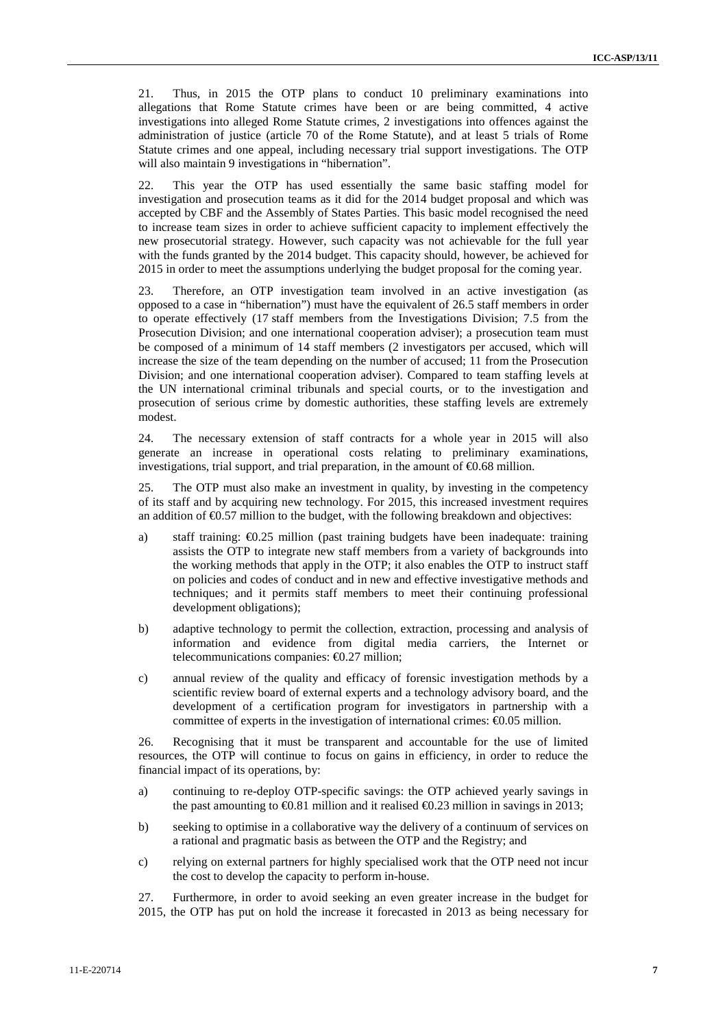21. Thus, in 2015 the OTP plans to conduct 10 preliminary examinations into allegations that Rome Statute crimes have been or are being committed, 4 active investigations into alleged Rome Statute crimes, 2 investigations into offences against the administration of justice (article 70 of the Rome Statute), and at least 5 trials of Rome Statute crimes and one appeal, including necessary trial support investigations. The OTP will also maintain 9 investigations in "hibernation".

22. This year the OTP has used essentially the same basic staffing model for investigation and prosecution teams as it did for the 2014 budget proposal and which was accepted by CBF and the Assembly of States Parties. This basic model recognised the need to increase team sizes in order to achieve sufficient capacity to implement effectively the new prosecutorial strategy. However, such capacity was not achievable for the full year with the funds granted by the 2014 budget. This capacity should, however, be achieved for 2015 in order to meet the assumptions underlying the budget proposal for the coming year.

23. Therefore, an OTP investigation team involved in an active investigation (as opposed to a case in "hibernation") must have the equivalent of 26.5 staff members in order to operate effectively (17 staff members from the Investigations Division; 7.5 from the Prosecution Division; and one international cooperation adviser); a prosecution team must be composed of a minimum of 14 staff members (2 investigators per accused, which will increase the size of the team depending on the number of accused; 11 from the Prosecution Division; and one international cooperation adviser). Compared to team staffing levels at the UN international criminal tribunals and special courts, or to the investigation and prosecution of serious crime by domestic authorities, these staffing levels are extremely modest.

24. The necessary extension of staff contracts for a whole year in 2015 will also generate an increase in operational costs relating to preliminary examinations, investigations, trial support, and trial preparation, in the amount of €0.68 million.

25. The OTP must also make an investment in quality, by investing in the competency of its staff and by acquiring new technology. For 2015, this increased investment requires an addition of €0.57 million to the budget, with the following breakdown and objectives:

a) staff training: €0.25 million (past training budgets have been inadequate: training assists the OTP to integrate new staff members from a variety of backgrounds into the working methods that apply in the OTP; it also enables the OTP to instruct staff on policies and codes of conduct and in new and effective investigative methods and techniques; and it permits staff members to meet their continuing professional development obligations);

b) adaptive technology to permit the collection, extraction, processing and analysis of information and evidence from digital media carriers, the Internet or telecommunications companies: €0.27 million;

c) annual review of the quality and efficacy of forensic investigation methods by a scientific review board of external experts and a technology advisory board, and the development of a certification program for investigators in partnership with a committee of experts in the investigation of international crimes: €0.05 million.

26. Recognising that it must be transparent and accountable for the use of limited resources, the OTP will continue to focus on gains in efficiency, in order to reduce the financial impact of its operations, by:

a) continuing to re-deploy OTP-specific savings: the OTP achieved yearly savings in the past amounting to €0.81 million and it realised €0.23 million in savings in 2013;

b) seeking to optimise in a collaborative way the delivery of a continuum of services on a rational and pragmatic basis as between the OTP and the Registry; and

c) relying on external partners for highly specialised work that the OTP need not incur the cost to develop the capacity to perform in-house.

27. Furthermore, in order to avoid seeking an even greater increase in the budget for 2015, the OTP has put on hold the increase it forecasted in 2013 as being necessary for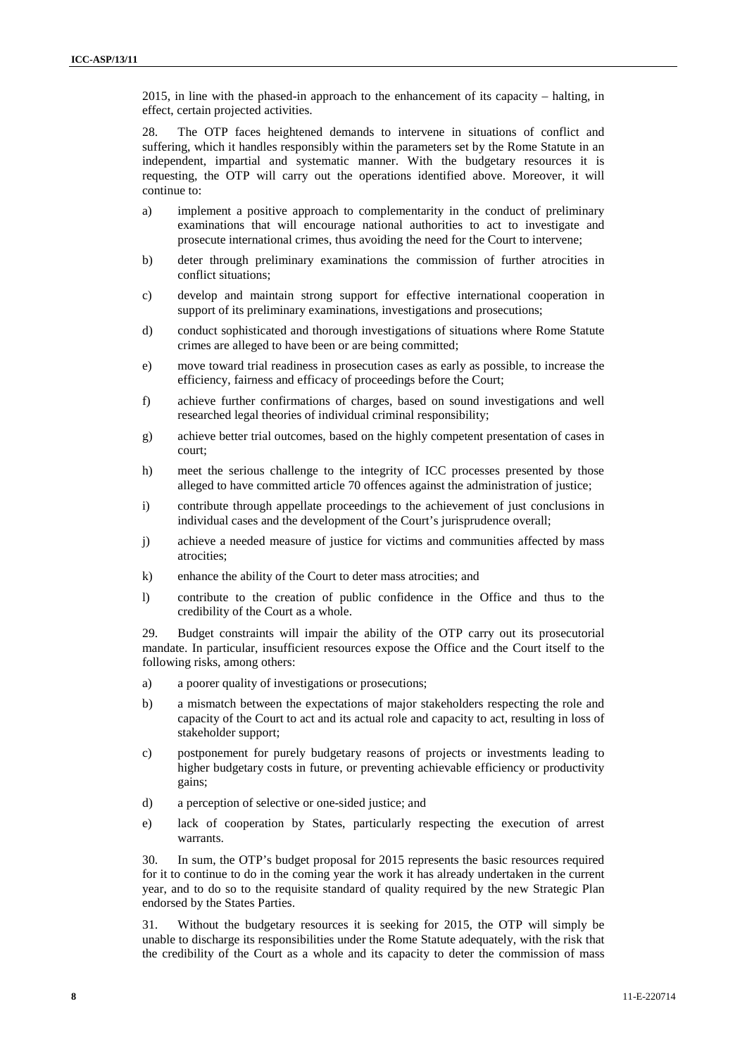2015, in line with the phased-in approach to the enhancement of its capacity – halting, in effect, certain projected activities.

28. The OTP faces heightened demands to intervene in situations of conflict and suffering, which it handles responsibly within the parameters set by the Rome Statute in an independent, impartial and systematic manner. With the budgetary resources it is requesting, the OTP will carry out the operations identified above. Moreover, it will continue to:

a) implement a positive approach to complementarity in the conduct of preliminary examinations that will encourage national authorities to act to investigate and prosecute international crimes, thus avoiding the need for the Court to intervene;

b) deter through preliminary examinations the commission of further atrocities in conflict situations;

c) develop and maintain strong support for effective international cooperation in support of its preliminary examinations, investigations and prosecutions;

d) conduct sophisticated and thorough investigations of situations where Rome Statute crimes are alleged to have been or are being committed;

e) move toward trial readiness in prosecution cases as early as possible, to increase the efficiency, fairness and efficacy of proceedings before the Court;

f) achieve further confirmations of charges, based on sound investigations and well researched legal theories of individual criminal responsibility;

g) achieve better trial outcomes, based on the highly competent presentation of cases in court;

h) meet the serious challenge to the integrity of ICC processes presented by those alleged to have committed article 70 offences against the administration of justice;

i) contribute through appellate proceedings to the achievement of just conclusions in individual cases and the development of the Court's jurisprudence overall;

j) achieve a needed measure of justice for victims and communities affected by mass atrocities;

k) enhance the ability of the Court to deter mass atrocities; and

l) contribute to the creation of public confidence in the Office and thus to the credibility of the Court as a whole.

29. Budget constraints will impair the ability of the OTP carry out its prosecutorial mandate. In particular, insufficient resources expose the Office and the Court itself to the following risks, among others:

a) a poorer quality of investigations or prosecutions;

b) a mismatch between the expectations of major stakeholders respecting the role and capacity of the Court to act and its actual role and capacity to act, resulting in loss of stakeholder support;

c) postponement for purely budgetary reasons of projects or investments leading to higher budgetary costs in future, or preventing achievable efficiency or productivity gains;

d) a perception of selective or one-sided justice; and

e) lack of cooperation by States, particularly respecting the execution of arrest warrants.

30. In sum, the OTP's budget proposal for 2015 represents the basic resources required for it to continue to do in the coming year the work it has already undertaken in the current year, and to do so to the requisite standard of quality required by the new Strategic Plan endorsed by the States Parties.

31. Without the budgetary resources it is seeking for 2015, the OTP will simply be unable to discharge its responsibilities under the Rome Statute adequately, with the risk that the credibility of the Court as a whole and its capacity to deter the commission of mass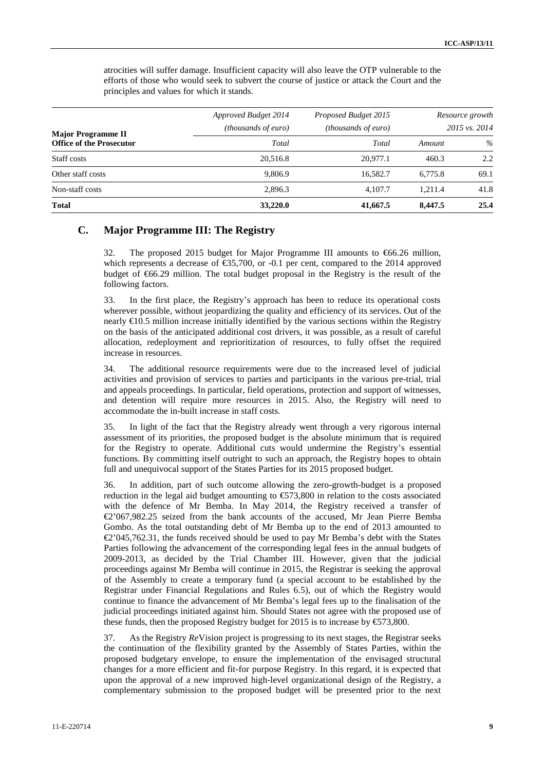atrocities will suffer damage. Insufficient capacity will also leave the OTP vulnerable to the efforts of those who would seek to subvert the course of justice or attack the Court and the principles and values for which it stands.

| Major Programme II<br>Office of the Prosecutor | *Approved Budget 2014*<br>*(thousands of euro)* | *Proposed Budget 2015*<br>*(thousands of euro)* | *Resource growth*<br>*2015 vs. 2014* | |
|---|---|---|---|---|
| | *Total* | *Total* | *Amount* | *%* |
| Staff costs | 20,516.8 | 20,977.1 | 460.3 | 2.2 |
| Other staff costs | 9,806.9 | 16,582.7 | 6,775.8 | 69.1 |
| Non-staff costs | 2,896.3 | 4,107.7 | 1,211.4 | 41.8 |
| **Total** | **33,220.0** | **41,667.5** | **8,447.5** | **25.4** |

## C. Major Programme III: The Registry

32. The proposed 2015 budget for Major Programme III amounts to €66.26 million, which represents a decrease of €35,700, or -0.1 per cent, compared to the 2014 approved budget of €66.29 million. The total budget proposal in the Registry is the result of the following factors.

33. In the first place, the Registry's approach has been to reduce its operational costs wherever possible, without jeopardizing the quality and efficiency of its services. Out of the nearly €10.5 million increase initially identified by the various sections within the Registry on the basis of the anticipated additional cost drivers, it was possible, as a result of careful allocation, redeployment and reprioritization of resources, to fully offset the required increase in resources.

34. The additional resource requirements were due to the increased level of judicial activities and provision of services to parties and participants in the various pre-trial, trial and appeals proceedings. In particular, field operations, protection and support of witnesses, and detention will require more resources in 2015. Also, the Registry will need to accommodate the in-built increase in staff costs.

35. In light of the fact that the Registry already went through a very rigorous internal assessment of its priorities, the proposed budget is the absolute minimum that is required for the Registry to operate. Additional cuts would undermine the Registry's essential functions. By committing itself outright to such an approach, the Registry hopes to obtain full and unequivocal support of the States Parties for its 2015 proposed budget.

36. In addition, part of such outcome allowing the zero-growth-budget is a proposed reduction in the legal aid budget amounting to €573,800 in relation to the costs associated with the defence of Mr Bemba. In May 2014, the Registry received a transfer of €2'067,982.25 seized from the bank accounts of the accused, Mr Jean Pierre Bemba Gombo. As the total outstanding debt of Mr Bemba up to the end of 2013 amounted to €2'045,762.31, the funds received should be used to pay Mr Bemba's debt with the States Parties following the advancement of the corresponding legal fees in the annual budgets of 2009-2013, as decided by the Trial Chamber III. However, given that the judicial proceedings against Mr Bemba will continue in 2015, the Registrar is seeking the approval of the Assembly to create a temporary fund (a special account to be established by the Registrar under Financial Regulations and Rules 6.5), out of which the Registry would continue to finance the advancement of Mr Bemba's legal fees up to the finalisation of the judicial proceedings initiated against him. Should States not agree with the proposed use of these funds, then the proposed Registry budget for 2015 is to increase by €573,800.

37. As the Registry *Re*Vision project is progressing to its next stages, the Registrar seeks the continuation of the flexibility granted by the Assembly of States Parties, within the proposed budgetary envelope, to ensure the implementation of the envisaged structural changes for a more efficient and fit-for purpose Registry. In this regard, it is expected that upon the approval of a new improved high-level organizational design of the Registry, a complementary submission to the proposed budget will be presented prior to the next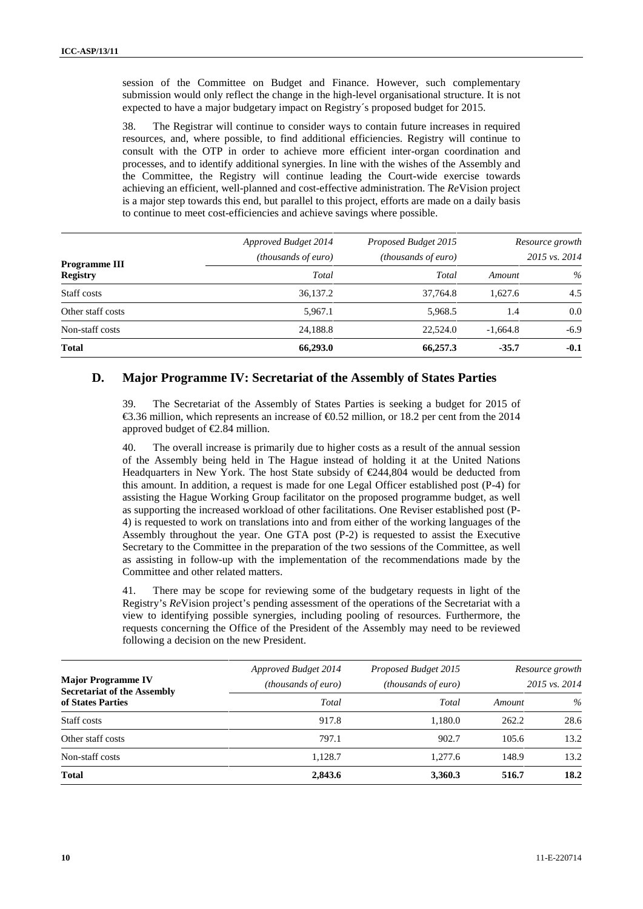session of the Committee on Budget and Finance. However, such complementary submission would only reflect the change in the high-level organisational structure. It is not expected to have a major budgetary impact on Registry´s proposed budget for 2015.

38. The Registrar will continue to consider ways to contain future increases in required resources, and, where possible, to find additional efficiencies. Registry will continue to consult with the OTP in order to achieve more efficient inter-organ coordination and processes, and to identify additional synergies. In line with the wishes of the Assembly and the Committee, the Registry will continue leading the Court-wide exercise towards achieving an efficient, well-planned and cost-effective administration. The *Re*Vision project is a major step towards this end, but parallel to this project, efforts are made on a daily basis to continue to meet cost-efficiencies and achieve savings where possible.

| **Programme III Registry** | *Approved Budget 2014 (thousands of euro)* | *Proposed Budget 2015 (thousands of euro)* | *Resource growth 2015 vs. 2014* | |
|---|---|---|---|---|
| | *Total* | *Total* | *Amount* | *%* |
| Staff costs | 36,137.2 | 37,764.8 | 1,627.6 | 4.5 |
| Other staff costs | 5,967.1 | 5,968.5 | 1.4 | 0.0 |
| Non-staff costs | 24,188.8 | 22,524.0 | -1,664.8 | -6.9 |
| **Total** | **66,293.0** | **66,257.3** | **-35.7** | **-0.1** |

## D. Major Programme IV: Secretariat of the Assembly of States Parties

39. The Secretariat of the Assembly of States Parties is seeking a budget for 2015 of €3.36 million, which represents an increase of €0.52 million, or 18.2 per cent from the 2014 approved budget of €2.84 million.

40. The overall increase is primarily due to higher costs as a result of the annual session of the Assembly being held in The Hague instead of holding it at the United Nations Headquarters in New York. The host State subsidy of €244,804 would be deducted from this amount. In addition, a request is made for one Legal Officer established post (P-4) for assisting the Hague Working Group facilitator on the proposed programme budget, as well as supporting the increased workload of other facilitations. One Reviser established post (P-4) is requested to work on translations into and from either of the working languages of the Assembly throughout the year. One GTA post (P-2) is requested to assist the Executive Secretary to the Committee in the preparation of the two sessions of the Committee, as well as assisting in follow-up with the implementation of the recommendations made by the Committee and other related matters.

41. There may be scope for reviewing some of the budgetary requests in light of the Registry's *Re*Vision project's pending assessment of the operations of the Secretariat with a view to identifying possible synergies, including pooling of resources. Furthermore, the requests concerning the Office of the President of the Assembly may need to be reviewed following a decision on the new President.

| **Major Programme IV Secretariat of the Assembly of States Parties** | *Approved Budget 2014 (thousands of euro)* | *Proposed Budget 2015 (thousands of euro)* | *Resource growth 2015 vs. 2014* | |
|---|---|---|---|---|
| | *Total* | *Total* | *Amount* | *%* |
| Staff costs | 917.8 | 1,180.0 | 262.2 | 28.6 |
| Other staff costs | 797.1 | 902.7 | 105.6 | 13.2 |
| Non-staff costs | 1,128.7 | 1,277.6 | 148.9 | 13.2 |
| **Total** | **2,843.6** | **3,360.3** | **516.7** | **18.2** |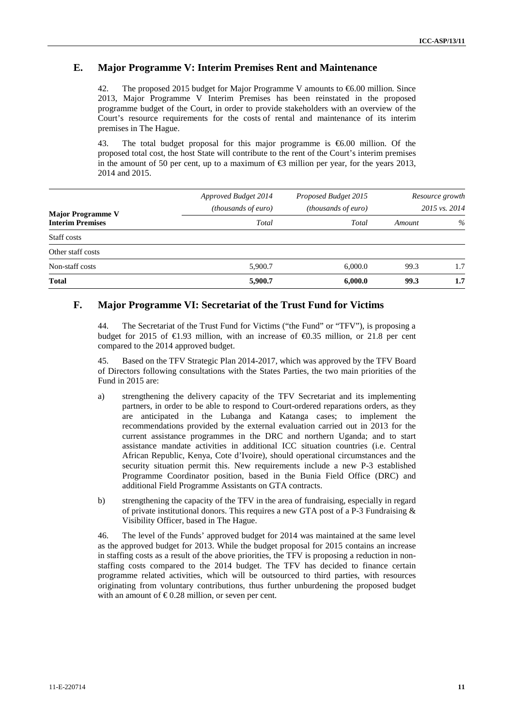## E. Major Programme V: Interim Premises Rent and Maintenance

42. The proposed 2015 budget for Major Programme V amounts to €6.00 million. Since 2013, Major Programme V Interim Premises has been reinstated in the proposed programme budget of the Court, in order to provide stakeholders with an overview of the Court's resource requirements for the costs of rental and maintenance of its interim premises in The Hague.

43. The total budget proposal for this major programme is €6.00 million. Of the proposed total cost, the host State will contribute to the rent of the Court's interim premises in the amount of 50 per cent, up to a maximum of €3 million per year, for the years 2013, 2014 and 2015.

| Major Programme V Interim Premises | *Approved Budget 2014 (thousands of euro)* | *Proposed Budget 2015 (thousands of euro)* | *Resource growth 2015 vs. 2014* | |
|---|---|---|---|---|
| | *Total* | *Total* | *Amount* | *%* |
| Staff costs | | | | |
| Other staff costs | | | | |
| Non-staff costs | 5,900.7 | 6,000.0 | 99.3 | 1.7 |
| **Total** | **5,900.7** | **6,000.0** | **99.3** | **1.7** |

## F. Major Programme VI: Secretariat of the Trust Fund for Victims

44. The Secretariat of the Trust Fund for Victims ("the Fund" or "TFV"), is proposing a budget for 2015 of €1.93 million, with an increase of €0.35 million, or 21.8 per cent compared to the 2014 approved budget.

45. Based on the TFV Strategic Plan 2014-2017, which was approved by the TFV Board of Directors following consultations with the States Parties, the two main priorities of the Fund in 2015 are:

a) strengthening the delivery capacity of the TFV Secretariat and its implementing partners, in order to be able to respond to Court-ordered reparations orders, as they are anticipated in the Lubanga and Katanga cases; to implement the recommendations provided by the external evaluation carried out in 2013 for the current assistance programmes in the DRC and northern Uganda; and to start assistance mandate activities in additional ICC situation countries (i.e. Central African Republic, Kenya, Cote d'Ivoire), should operational circumstances and the security situation permit this. New requirements include a new P-3 established Programme Coordinator position, based in the Bunia Field Office (DRC) and additional Field Programme Assistants on GTA contracts.

b) strengthening the capacity of the TFV in the area of fundraising, especially in regard of private institutional donors. This requires a new GTA post of a P-3 Fundraising & Visibility Officer, based in The Hague.

46. The level of the Funds' approved budget for 2014 was maintained at the same level as the approved budget for 2013. While the budget proposal for 2015 contains an increase in staffing costs as a result of the above priorities, the TFV is proposing a reduction in non-staffing costs compared to the 2014 budget. The TFV has decided to finance certain programme related activities, which will be outsourced to third parties, with resources originating from voluntary contributions, thus further unburdening the proposed budget with an amount of € 0.28 million, or seven per cent.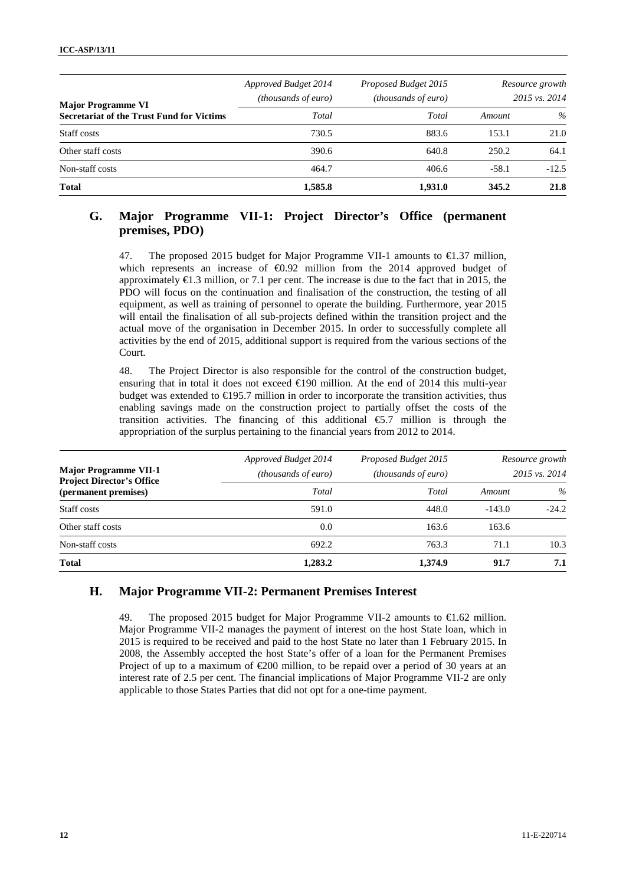| Major Programme VI<br>Secretariat of the Trust Fund for Victims | Approved Budget 2014<br>(thousands of euro) | Proposed Budget 2015<br>(thousands of euro) | Resource growth<br>2015 vs. 2014 | |
|---|---|---|---|---|
| | Total | Total | Amount | % |
| Staff costs | 730.5 | 883.6 | 153.1 | 21.0 |
| Other staff costs | 390.6 | 640.8 | 250.2 | 64.1 |
| Non-staff costs | 464.7 | 406.6 | -58.1 | -12.5 |
| **Total** | **1,585.8** | **1,931.0** | **345.2** | **21.8** |

## G. Major Programme VII-1: Project Director's Office (permanent premises, PDO)

47. The proposed 2015 budget for Major Programme VII-1 amounts to €1.37 million, which represents an increase of €0.92 million from the 2014 approved budget of approximately €1.3 million, or 7.1 per cent. The increase is due to the fact that in 2015, the PDO will focus on the continuation and finalisation of the construction, the testing of all equipment, as well as training of personnel to operate the building. Furthermore, year 2015 will entail the finalisation of all sub-projects defined within the transition project and the actual move of the organisation in December 2015. In order to successfully complete all activities by the end of 2015, additional support is required from the various sections of the Court.

48. The Project Director is also responsible for the control of the construction budget, ensuring that in total it does not exceed €190 million. At the end of 2014 this multi-year budget was extended to €195.7 million in order to incorporate the transition activities, thus enabling savings made on the construction project to partially offset the costs of the transition activities. The financing of this additional €5.7 million is through the appropriation of the surplus pertaining to the financial years from 2012 to 2014.

| Major Programme VII-1<br>Project Director's Office<br>(permanent premises) | Approved Budget 2014<br>(thousands of euro) | Proposed Budget 2015<br>(thousands of euro) | Resource growth<br>2015 vs. 2014 | |
|---|---|---|---|---|
| | Total | Total | Amount | % |
| Staff costs | 591.0 | 448.0 | -143.0 | -24.2 |
| Other staff costs | 0.0 | 163.6 | 163.6 | |
| Non-staff costs | 692.2 | 763.3 | 71.1 | 10.3 |
| **Total** | **1,283.2** | **1,374.9** | **91.7** | **7.1** |

## H. Major Programme VII-2: Permanent Premises Interest

49. The proposed 2015 budget for Major Programme VII-2 amounts to €1.62 million. Major Programme VII-2 manages the payment of interest on the host State loan, which in 2015 is required to be received and paid to the host State no later than 1 February 2015. In 2008, the Assembly accepted the host State's offer of a loan for the Permanent Premises Project of up to a maximum of €200 million, to be repaid over a period of 30 years at an interest rate of 2.5 per cent. The financial implications of Major Programme VII-2 are only applicable to those States Parties that did not opt for a one-time payment.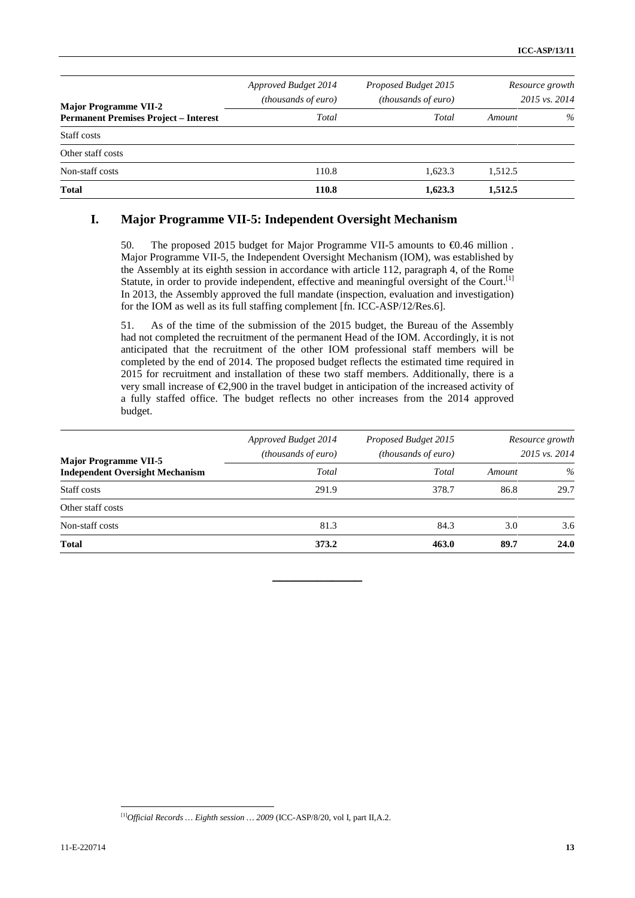| Major Programme VII-2 Permanent Premises Project – Interest | *Approved Budget 2014 (thousands of euro)* | *Proposed Budget 2015 (thousands of euro)* | *Resource growth 2015 vs. 2014* | |
|---|---|---|---|---|
| | *Total* | *Total* | *Amount* | *%* |
| Staff costs | | | | |
| Other staff costs | | | | |
| Non-staff costs | 110.8 | 1,623.3 | 1,512.5 | |
| **Total** | **110.8** | **1,623.3** | **1,512.5** | |

## I. Major Programme VII-5: Independent Oversight Mechanism

50. The proposed 2015 budget for Major Programme VII-5 amounts to €0.46 million . Major Programme VII-5, the Independent Oversight Mechanism (IOM), was established by the Assembly at its eighth session in accordance with article 112, paragraph 4, of the Rome Statute, in order to provide independent, effective and meaningful oversight of the Court.[1] In 2013, the Assembly approved the full mandate (inspection, evaluation and investigation) for the IOM as well as its full staffing complement [fn. ICC-ASP/12/Res.6].

51. As of the time of the submission of the 2015 budget, the Bureau of the Assembly had not completed the recruitment of the permanent Head of the IOM. Accordingly, it is not anticipated that the recruitment of the other IOM professional staff members will be completed by the end of 2014. The proposed budget reflects the estimated time required in 2015 for recruitment and installation of these two staff members. Additionally, there is a very small increase of €2,900 in the travel budget in anticipation of the increased activity of a fully staffed office. The budget reflects no other increases from the 2014 approved budget.

| Major Programme VII-5 Independent Oversight Mechanism | *Approved Budget 2014 (thousands of euro)* | *Proposed Budget 2015 (thousands of euro)* | *Resource growth 2015 vs. 2014* | |
|---|---|---|---|---|
| | *Total* | *Total* | *Amount* | *%* |
| Staff costs | 291.9 | 378.7 | 86.8 | 29.7 |
| Other staff costs | | | | |
| Non-staff costs | 81.3 | 84.3 | 3.0 | 3.6 |
| **Total** | **373.2** | **463.0** | **89.7** | **24.0** |

---

[1] *Official Records … Eighth session … 2009* (ICC-ASP/8/20, vol I, part II,A.2.